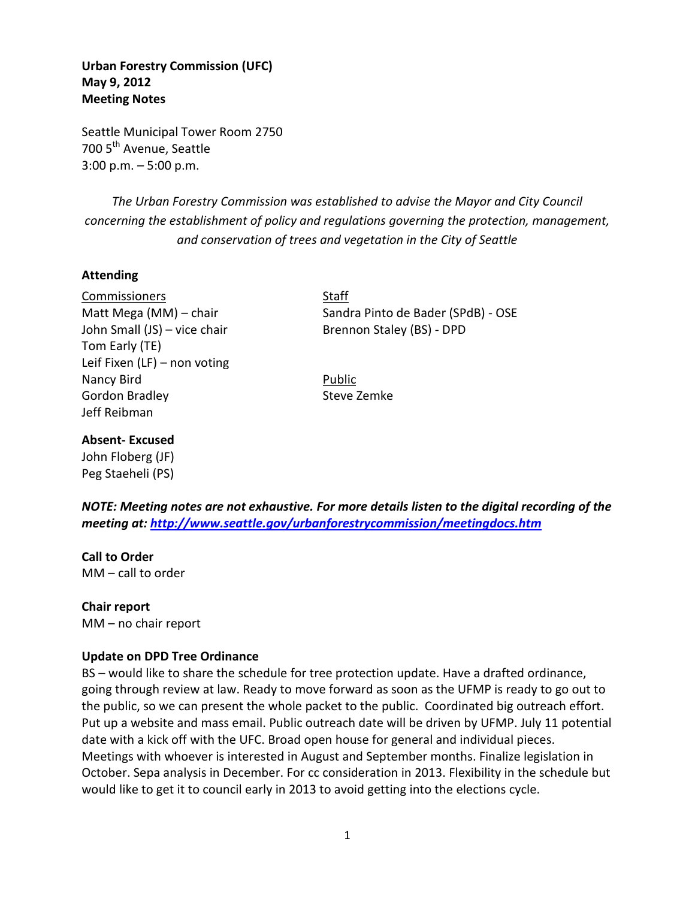**Urban Forestry Commission (UFC)**
**May 9, 2012**
**Meeting Notes**

Seattle Municipal Tower Room 2750
700 5th Avenue, Seattle
3:00 p.m. – 5:00 p.m.

*The Urban Forestry Commission was established to advise the Mayor and City Council concerning the establishment of policy and regulations governing the protection, management, and conservation of trees and vegetation in the City of Seattle*

**Attending**

Commissioners
Matt Mega (MM) – chair
John Small (JS) – vice chair
Tom Early (TE)
Leif Fixen (LF) – non voting
Nancy Bird
Gordon Bradley
Jeff Reibman

Staff
Sandra Pinto de Bader (SPdB) - OSE
Brennon Staley (BS) - DPD

Public
Steve Zemke

**Absent- Excused**
John Floberg (JF)
Peg Staeheli (PS)

***NOTE: Meeting notes are not exhaustive. For more details listen to the digital recording of the meeting at: http://www.seattle.gov/urbanforestrycommission/meetingdocs.htm***

**Call to Order**
MM – call to order

**Chair report**
MM – no chair report

**Update on DPD Tree Ordinance**
BS – would like to share the schedule for tree protection update. Have a drafted ordinance, going through review at law. Ready to move forward as soon as the UFMP is ready to go out to the public, so we can present the whole packet to the public. Coordinated big outreach effort. Put up a website and mass email. Public outreach date will be driven by UFMP. July 11 potential date with a kick off with the UFC. Broad open house for general and individual pieces. Meetings with whoever is interested in August and September months. Finalize legislation in October. Sepa analysis in December. For cc consideration in 2013. Flexibility in the schedule but would like to get it to council early in 2013 to avoid getting into the elections cycle.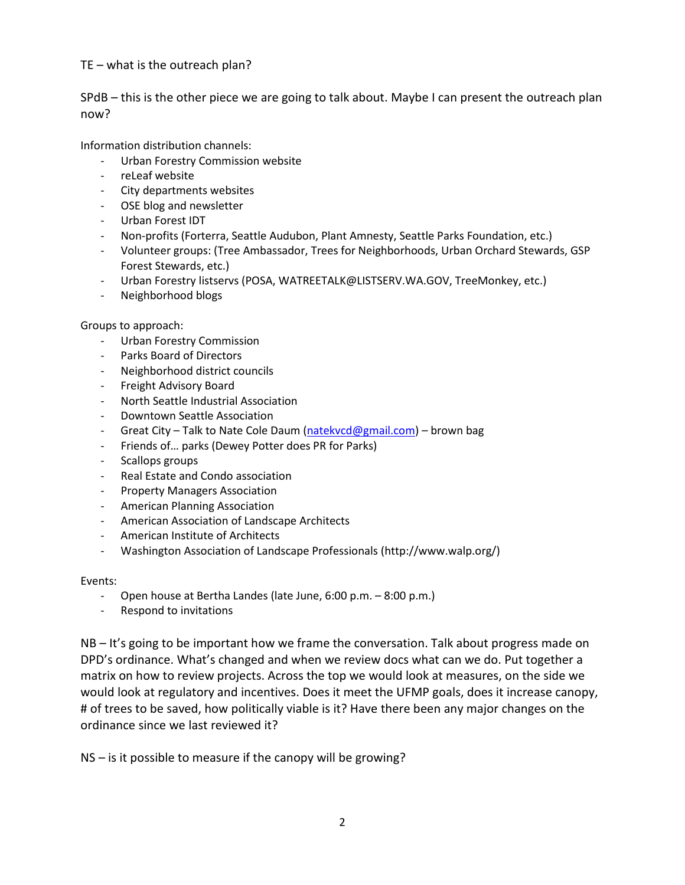TE – what is the outreach plan?

SPdB – this is the other piece we are going to talk about. Maybe I can present the outreach plan now?

Information distribution channels:

- Urban Forestry Commission website
- reLeaf website
- City departments websites
- OSE blog and newsletter
- Urban Forest IDT
- Non-profits (Forterra, Seattle Audubon, Plant Amnesty, Seattle Parks Foundation, etc.)
- Volunteer groups: (Tree Ambassador, Trees for Neighborhoods, Urban Orchard Stewards, GSP Forest Stewards, etc.)
- Urban Forestry listservs (POSA, WATREETALK@LISTSERV.WA.GOV, TreeMonkey, etc.)
- Neighborhood blogs

Groups to approach:

- Urban Forestry Commission
- Parks Board of Directors
- Neighborhood district councils
- Freight Advisory Board
- North Seattle Industrial Association
- Downtown Seattle Association
- Great City – Talk to Nate Cole Daum (natekvcd@gmail.com) – brown bag
- Friends of… parks (Dewey Potter does PR for Parks)
- Scallops groups
- Real Estate and Condo association
- Property Managers Association
- American Planning Association
- American Association of Landscape Architects
- American Institute of Architects
- Washington Association of Landscape Professionals (http://www.walp.org/)

Events:

- Open house at Bertha Landes (late June, 6:00 p.m. – 8:00 p.m.)
- Respond to invitations

NB – It's going to be important how we frame the conversation. Talk about progress made on DPD's ordinance. What's changed and when we review docs what can we do. Put together a matrix on how to review projects. Across the top we would look at measures, on the side we would look at regulatory and incentives. Does it meet the UFMP goals, does it increase canopy, # of trees to be saved, how politically viable is it? Have there been any major changes on the ordinance since we last reviewed it?

NS – is it possible to measure if the canopy will be growing?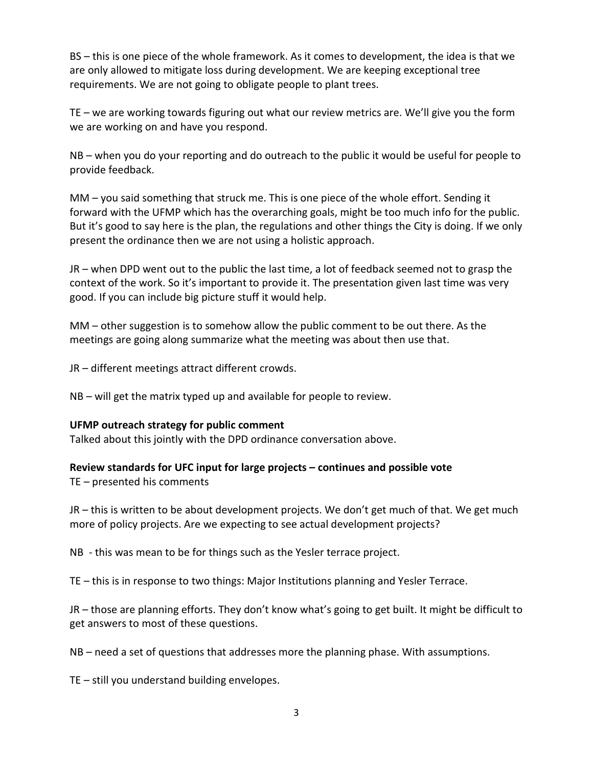BS – this is one piece of the whole framework. As it comes to development, the idea is that we are only allowed to mitigate loss during development. We are keeping exceptional tree requirements. We are not going to obligate people to plant trees.

TE – we are working towards figuring out what our review metrics are. We'll give you the form we are working on and have you respond.

NB – when you do your reporting and do outreach to the public it would be useful for people to provide feedback.

MM – you said something that struck me. This is one piece of the whole effort. Sending it forward with the UFMP which has the overarching goals, might be too much info for the public. But it's good to say here is the plan, the regulations and other things the City is doing. If we only present the ordinance then we are not using a holistic approach.

JR – when DPD went out to the public the last time, a lot of feedback seemed not to grasp the context of the work. So it's important to provide it. The presentation given last time was very good. If you can include big picture stuff it would help.

MM – other suggestion is to somehow allow the public comment to be out there. As the meetings are going along summarize what the meeting was about then use that.

JR – different meetings attract different crowds.

NB – will get the matrix typed up and available for people to review.

**UFMP outreach strategy for public comment**

Talked about this jointly with the DPD ordinance conversation above.

**Review standards for UFC input for large projects – continues and possible vote**

TE – presented his comments

JR – this is written to be about development projects. We don't get much of that. We get much more of policy projects. Are we expecting to see actual development projects?

NB - this was mean to be for things such as the Yesler terrace project.

TE – this is in response to two things: Major Institutions planning and Yesler Terrace.

JR – those are planning efforts. They don't know what's going to get built. It might be difficult to get answers to most of these questions.

NB – need a set of questions that addresses more the planning phase. With assumptions.

TE – still you understand building envelopes.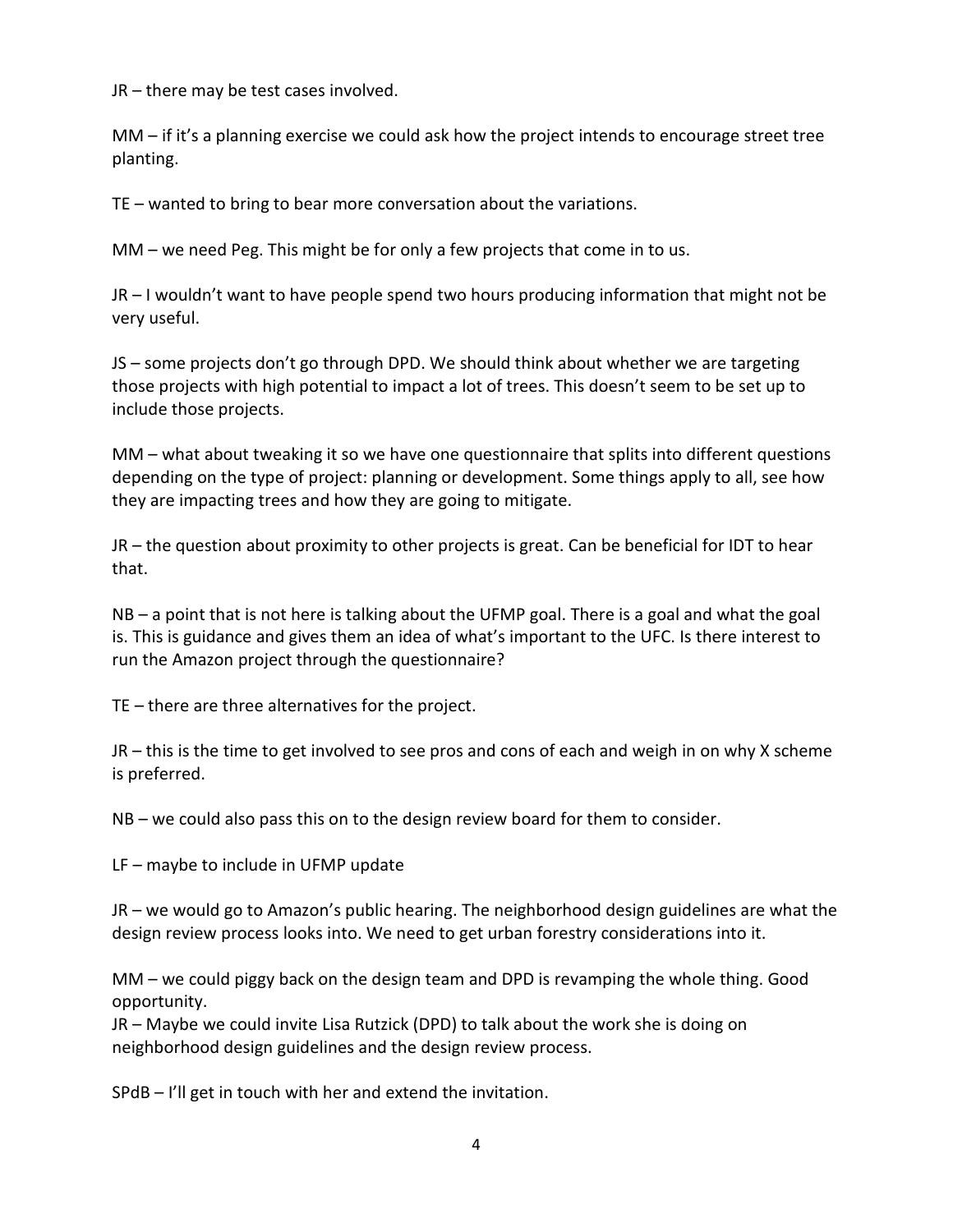JR – there may be test cases involved.

MM – if it's a planning exercise we could ask how the project intends to encourage street tree planting.

TE – wanted to bring to bear more conversation about the variations.

MM – we need Peg. This might be for only a few projects that come in to us.

JR – I wouldn't want to have people spend two hours producing information that might not be very useful.

JS – some projects don't go through DPD. We should think about whether we are targeting those projects with high potential to impact a lot of trees. This doesn't seem to be set up to include those projects.

MM – what about tweaking it so we have one questionnaire that splits into different questions depending on the type of project: planning or development. Some things apply to all, see how they are impacting trees and how they are going to mitigate.

JR – the question about proximity to other projects is great. Can be beneficial for IDT to hear that.

NB – a point that is not here is talking about the UFMP goal. There is a goal and what the goal is. This is guidance and gives them an idea of what's important to the UFC. Is there interest to run the Amazon project through the questionnaire?

TE – there are three alternatives for the project.

JR – this is the time to get involved to see pros and cons of each and weigh in on why X scheme is preferred.

NB – we could also pass this on to the design review board for them to consider.

LF – maybe to include in UFMP update

JR – we would go to Amazon's public hearing. The neighborhood design guidelines are what the design review process looks into. We need to get urban forestry considerations into it.

MM – we could piggy back on the design team and DPD is revamping the whole thing. Good opportunity.
JR – Maybe we could invite Lisa Rutzick (DPD) to talk about the work she is doing on neighborhood design guidelines and the design review process.

SPdB – I'll get in touch with her and extend the invitation.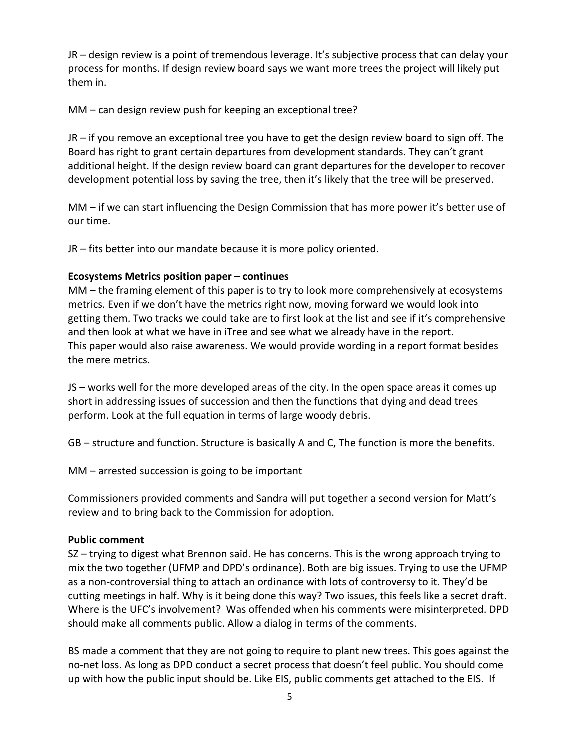JR – design review is a point of tremendous leverage. It's subjective process that can delay your process for months. If design review board says we want more trees the project will likely put them in.

MM – can design review push for keeping an exceptional tree?

JR – if you remove an exceptional tree you have to get the design review board to sign off. The Board has right to grant certain departures from development standards. They can't grant additional height. If the design review board can grant departures for the developer to recover development potential loss by saving the tree, then it's likely that the tree will be preserved.

MM – if we can start influencing the Design Commission that has more power it's better use of our time.

JR – fits better into our mandate because it is more policy oriented.

**Ecosystems Metrics position paper – continues**

MM – the framing element of this paper is to try to look more comprehensively at ecosystems metrics. Even if we don't have the metrics right now, moving forward we would look into getting them. Two tracks we could take are to first look at the list and see if it's comprehensive and then look at what we have in iTree and see what we already have in the report. This paper would also raise awareness. We would provide wording in a report format besides the mere metrics.

JS – works well for the more developed areas of the city. In the open space areas it comes up short in addressing issues of succession and then the functions that dying and dead trees perform. Look at the full equation in terms of large woody debris.

GB – structure and function. Structure is basically A and C, The function is more the benefits.

MM – arrested succession is going to be important

Commissioners provided comments and Sandra will put together a second version for Matt's review and to bring back to the Commission for adoption.

**Public comment**

SZ – trying to digest what Brennon said. He has concerns. This is the wrong approach trying to mix the two together (UFMP and DPD's ordinance). Both are big issues. Trying to use the UFMP as a non-controversial thing to attach an ordinance with lots of controversy to it. They'd be cutting meetings in half. Why is it being done this way? Two issues, this feels like a secret draft. Where is the UFC's involvement? Was offended when his comments were misinterpreted. DPD should make all comments public. Allow a dialog in terms of the comments.

BS made a comment that they are not going to require to plant new trees. This goes against the no-net loss. As long as DPD conduct a secret process that doesn't feel public. You should come up with how the public input should be. Like EIS, public comments get attached to the EIS. If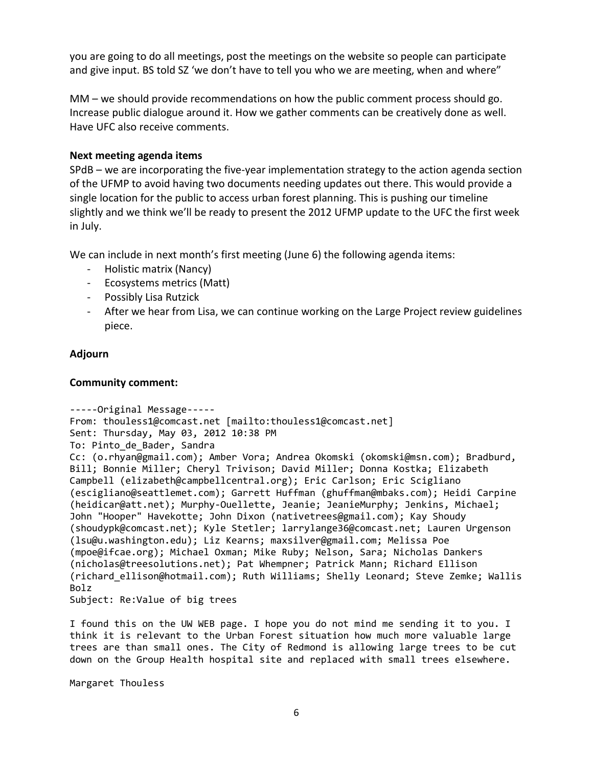you are going to do all meetings, post the meetings on the website so people can participate and give input. BS told SZ 'we don't have to tell you who we are meeting, when and where"

MM – we should provide recommendations on how the public comment process should go. Increase public dialogue around it. How we gather comments can be creatively done as well. Have UFC also receive comments.

**Next meeting agenda items**

SPdB – we are incorporating the five-year implementation strategy to the action agenda section of the UFMP to avoid having two documents needing updates out there. This would provide a single location for the public to access urban forest planning. This is pushing our timeline slightly and we think we'll be ready to present the 2012 UFMP update to the UFC the first week in July.

We can include in next month's first meeting (June 6) the following agenda items:

- Holistic matrix (Nancy)
- Ecosystems metrics (Matt)
- Possibly Lisa Rutzick
- After we hear from Lisa, we can continue working on the Large Project review guidelines piece.

**Adjourn**

**Community comment:**

```
-----Original Message-----
From: thouless1@comcast.net [mailto:thouless1@comcast.net]
Sent: Thursday, May 03, 2012 10:38 PM
To: Pinto_de_Bader, Sandra
Cc: (o.rhyan@gmail.com); Amber Vora; Andrea Okomski (okomski@msn.com); Bradburd,
Bill; Bonnie Miller; Cheryl Trivison; David Miller; Donna Kostka; Elizabeth
Campbell (elizabeth@campbellcentral.org); Eric Carlson; Eric Scigliano
(escigliano@seattlemet.com); Garrett Huffman (ghuffman@mbaks.com); Heidi Carpine
(heidicar@att.net); Murphy-Ouellette, Jeanie; JeanieMurphy; Jenkins, Michael;
John "Hooper" Havekotte; John Dixon (nativetrees@gmail.com); Kay Shoudy
(shoudypk@comcast.net); Kyle Stetler; larrylange36@comcast.net; Lauren Urgenson
(lsu@u.washington.edu); Liz Kearns; maxsilver@gmail.com; Melissa Poe
(mpoe@ifcae.org); Michael Oxman; Mike Ruby; Nelson, Sara; Nicholas Dankers
(nicholas@treesolutions.net); Pat Whempner; Patrick Mann; Richard Ellison
(richard_ellison@hotmail.com); Ruth Williams; Shelly Leonard; Steve Zemke; Wallis
Bolz
Subject: Re:Value of big trees

I found this on the UW WEB page. I hope you do not mind me sending it to you. I
think it is relevant to the Urban Forest situation how much more valuable large
trees are than small ones. The City of Redmond is allowing large trees to be cut
down on the Group Health hospital site and replaced with small trees elsewhere.

Margaret Thouless
```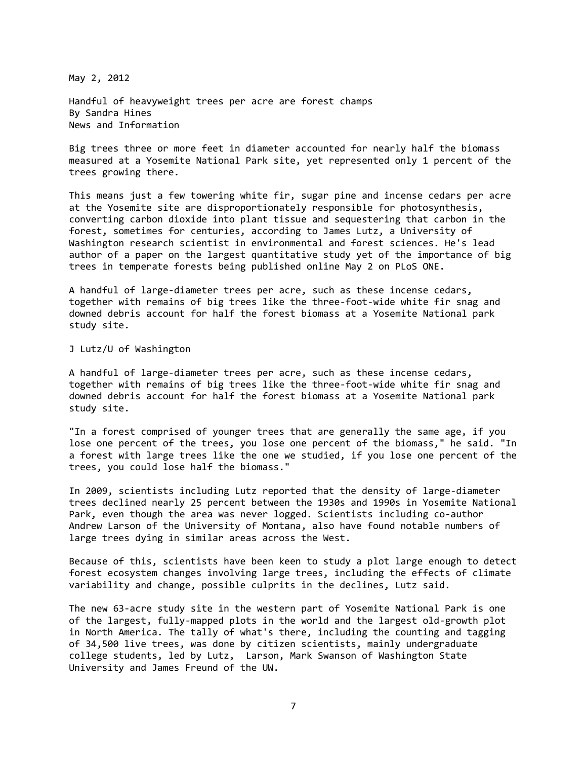May 2, 2012

Handful of heavyweight trees per acre are forest champs
By Sandra Hines
News and Information

Big trees three or more feet in diameter accounted for nearly half the biomass measured at a Yosemite National Park site, yet represented only 1 percent of the trees growing there.

This means just a few towering white fir, sugar pine and incense cedars per acre at the Yosemite site are disproportionately responsible for photosynthesis, converting carbon dioxide into plant tissue and sequestering that carbon in the forest, sometimes for centuries, according to James Lutz, a University of Washington research scientist in environmental and forest sciences. He's lead author of a paper on the largest quantitative study yet of the importance of big trees in temperate forests being published online May 2 on PLoS ONE.

A handful of large-diameter trees per acre, such as these incense cedars, together with remains of big trees like the three-foot-wide white fir snag and downed debris account for half the forest biomass at a Yosemite National park study site.

J Lutz/U of Washington

A handful of large-diameter trees per acre, such as these incense cedars, together with remains of big trees like the three-foot-wide white fir snag and downed debris account for half the forest biomass at a Yosemite National park study site.

"In a forest comprised of younger trees that are generally the same age, if you lose one percent of the trees, you lose one percent of the biomass," he said. "In a forest with large trees like the one we studied, if you lose one percent of the trees, you could lose half the biomass."

In 2009, scientists including Lutz reported that the density of large-diameter trees declined nearly 25 percent between the 1930s and 1990s in Yosemite National Park, even though the area was never logged. Scientists including co-author Andrew Larson of the University of Montana, also have found notable numbers of large trees dying in similar areas across the West.

Because of this, scientists have been keen to study a plot large enough to detect forest ecosystem changes involving large trees, including the effects of climate variability and change, possible culprits in the declines, Lutz said.

The new 63-acre study site in the western part of Yosemite National Park is one of the largest, fully-mapped plots in the world and the largest old-growth plot in North America. The tally of what's there, including the counting and tagging of 34,500 live trees, was done by citizen scientists, mainly undergraduate college students, led by Lutz, Larson, Mark Swanson of Washington State University and James Freund of the UW.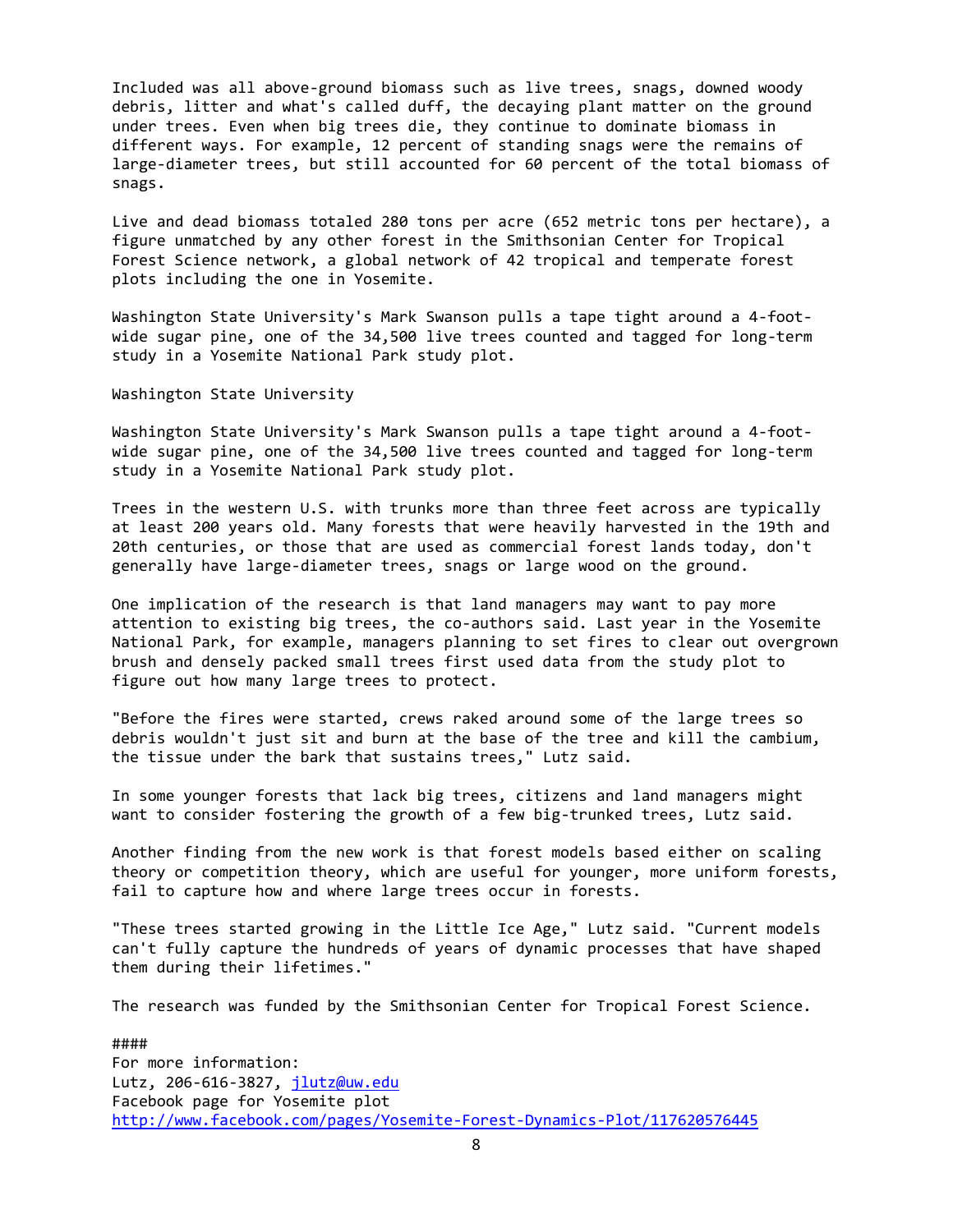Included was all above-ground biomass such as live trees, snags, downed woody debris, litter and what's called duff, the decaying plant matter on the ground under trees. Even when big trees die, they continue to dominate biomass in different ways. For example, 12 percent of standing snags were the remains of large-diameter trees, but still accounted for 60 percent of the total biomass of snags.

Live and dead biomass totaled 280 tons per acre (652 metric tons per hectare), a figure unmatched by any other forest in the Smithsonian Center for Tropical Forest Science network, a global network of 42 tropical and temperate forest plots including the one in Yosemite.

Washington State University's Mark Swanson pulls a tape tight around a 4-foot-wide sugar pine, one of the 34,500 live trees counted and tagged for long-term study in a Yosemite National Park study plot.

Washington State University

Washington State University's Mark Swanson pulls a tape tight around a 4-foot-wide sugar pine, one of the 34,500 live trees counted and tagged for long-term study in a Yosemite National Park study plot.

Trees in the western U.S. with trunks more than three feet across are typically at least 200 years old. Many forests that were heavily harvested in the 19th and 20th centuries, or those that are used as commercial forest lands today, don't generally have large-diameter trees, snags or large wood on the ground.

One implication of the research is that land managers may want to pay more attention to existing big trees, the co-authors said. Last year in the Yosemite National Park, for example, managers planning to set fires to clear out overgrown brush and densely packed small trees first used data from the study plot to figure out how many large trees to protect.

"Before the fires were started, crews raked around some of the large trees so debris wouldn't just sit and burn at the base of the tree and kill the cambium, the tissue under the bark that sustains trees," Lutz said.

In some younger forests that lack big trees, citizens and land managers might want to consider fostering the growth of a few big-trunked trees, Lutz said.

Another finding from the new work is that forest models based either on scaling theory or competition theory, which are useful for younger, more uniform forests, fail to capture how and where large trees occur in forests.

"These trees started growing in the Little Ice Age," Lutz said. "Current models can't fully capture the hundreds of years of dynamic processes that have shaped them during their lifetimes."

The research was funded by the Smithsonian Center for Tropical Forest Science.

####

For more information:
Lutz, 206-616-3827, jlutz@uw.edu
Facebook page for Yosemite plot
http://www.facebook.com/pages/Yosemite-Forest-Dynamics-Plot/117620576445